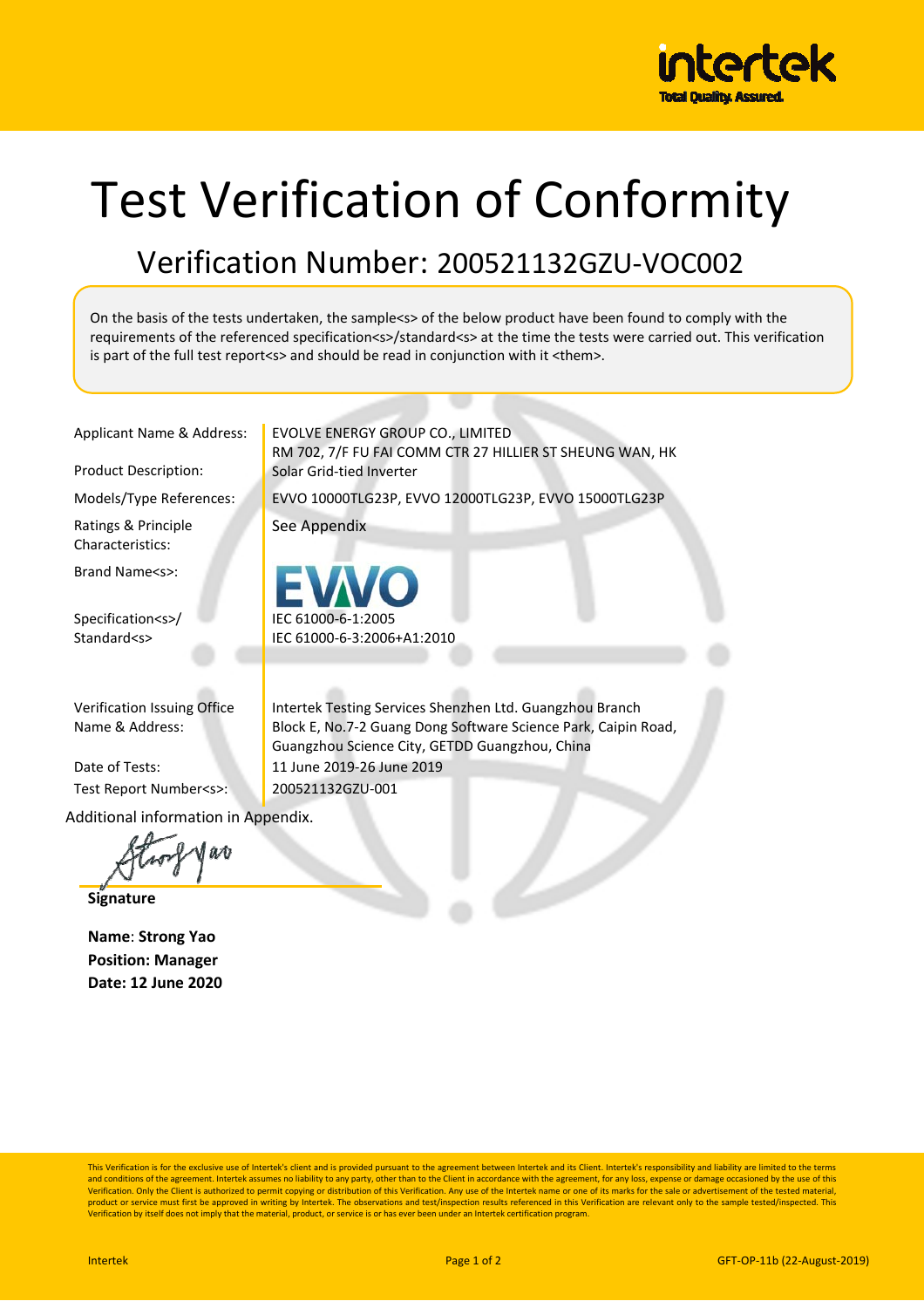# Test Verification of Conformity

## Verification Number: 200521132GZU-VOC002

On the basis of the tests undertaken, the sample<s> of the below product have been found to comply with the requirements of the referenced specification<s>/standard<s> at the time the tests were carried out. This verification is part of the full test report<s> and should be read in conjunction with it <them>.

| | |
|---|---|
| Applicant Name & Address: | EVOLVE ENERGY GROUP CO., LIMITED<br>RM 702, 7/F FU FAI COMM CTR 27 HILLIER ST SHEUNG WAN, HK |
| Product Description: | Solar Grid-tied Inverter |
| Models/Type References: | EVVO 10000TLG23P, EVVO 12000TLG23P, EVVO 15000TLG23P |
| Ratings & Principle Characteristics: | See Appendix |
| Brand Name<s>: | EVVO |
| Specification<s>/ Standard<s> | IEC 61000-6-1:2005<br>IEC 61000-6-3:2006+A1:2010 |
| Verification Issuing Office Name & Address: | Intertek Testing Services Shenzhen Ltd. Guangzhou Branch<br>Block E, No.7-2 Guang Dong Software Science Park, Caipin Road, Guangzhou Science City, GETDD Guangzhou, China |
| Date of Tests: | 11 June 2019-26 June 2019 |
| Test Report Number<s>: | 200521132GZU-001 |

Additional information in Appendix.

**Signature**

**Name**: **Strong Yao**
**Position: Manager**
**Date: 12 June 2020**

This Verification is for the exclusive use of Intertek's client and is provided pursuant to the agreement between Intertek and its Client. Intertek's responsibility and liability are limited to the terms and conditions of the agreement. Intertek assumes no liability to any party, other than to the Client in accordance with the agreement, for any loss, expense or damage occasioned by the use of this Verification. Only the Client is authorized to permit copying or distribution of this Verification. Any use of the Intertek name or one of its marks for the sale or advertisement of the tested material, product or service must first be approved in writing by Intertek. The observations and test/inspection results referenced in this Verification are relevant only to the sample tested/inspected. This Verification by itself does not imply that the material, product, or service is or has ever been under an Intertek certification program.

GFT-OP-11b (22-August-2019)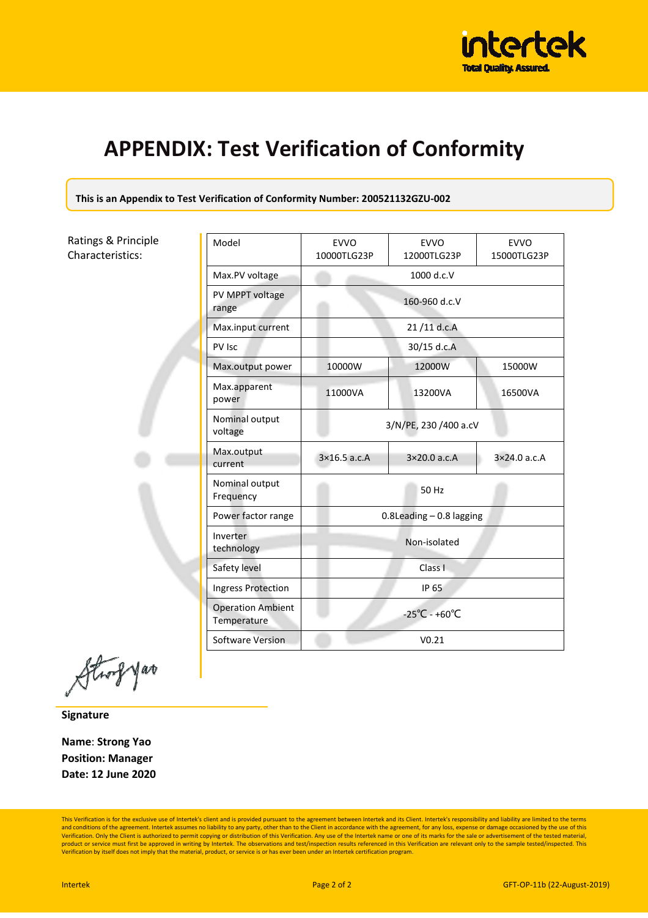# APPENDIX: Test Verification of Conformity

**This is an Appendix to Test Verification of Conformity Number: 200521132GZU-002**

Ratings & Principle Characteristics:

| Model | EVVO 10000TLG23P | EVVO 12000TLG23P | EVVO 15000TLG23P |
|---|---|---|---|
| Max.PV voltage | 1000 d.c.V | | |
| PV MPPT voltage range | 160-960 d.c.V | | |
| Max.input current | 21 /11 d.c.A | | |
| PV Isc | 30/15 d.c.A | | |
| Max.output power | 10000W | 12000W | 15000W |
| Max.apparent power | 11000VA | 13200VA | 16500VA |
| Nominal output voltage | 3/N/PE, 230 /400 a.cV | | |
| Max.output current | 3×16.5 a.c.A | 3×20.0 a.c.A | 3×24.0 a.c.A |
| Nominal output Frequency | 50 Hz | | |
| Power factor range | 0.8Leading – 0.8 lagging | | |
| Inverter technology | Non-isolated | | |
| Safety level | Class I | | |
| Ingress Protection | IP 65 | | |
| Operation Ambient Temperature | -25℃ - +60℃ | | |
| Software Version | V0.21 | | |

**Signature**

**Name**: **Strong Yao**
**Position: Manager**
**Date: 12 June 2020**

This Verification is for the exclusive use of Intertek's client and is provided pursuant to the agreement between Intertek and its Client. Intertek's responsibility and liability are limited to the terms and conditions of the agreement. Intertek assumes no liability to any party, other than to the Client in accordance with the agreement, for any loss, expense or damage occasioned by the use of this Verification. Only the Client is authorized to permit copying or distribution of this Verification. Any use of the Intertek name or one of its marks for the sale or advertisement of the tested material, product or service must first be approved in writing by Intertek. The observations and test/inspection results referenced in this Verification are relevant only to the sample tested/inspected. This Verification by itself does not imply that the material, product, or service is or has ever been under an Intertek certification program.

Intertek GFT-OP-11b (22-August-2019)